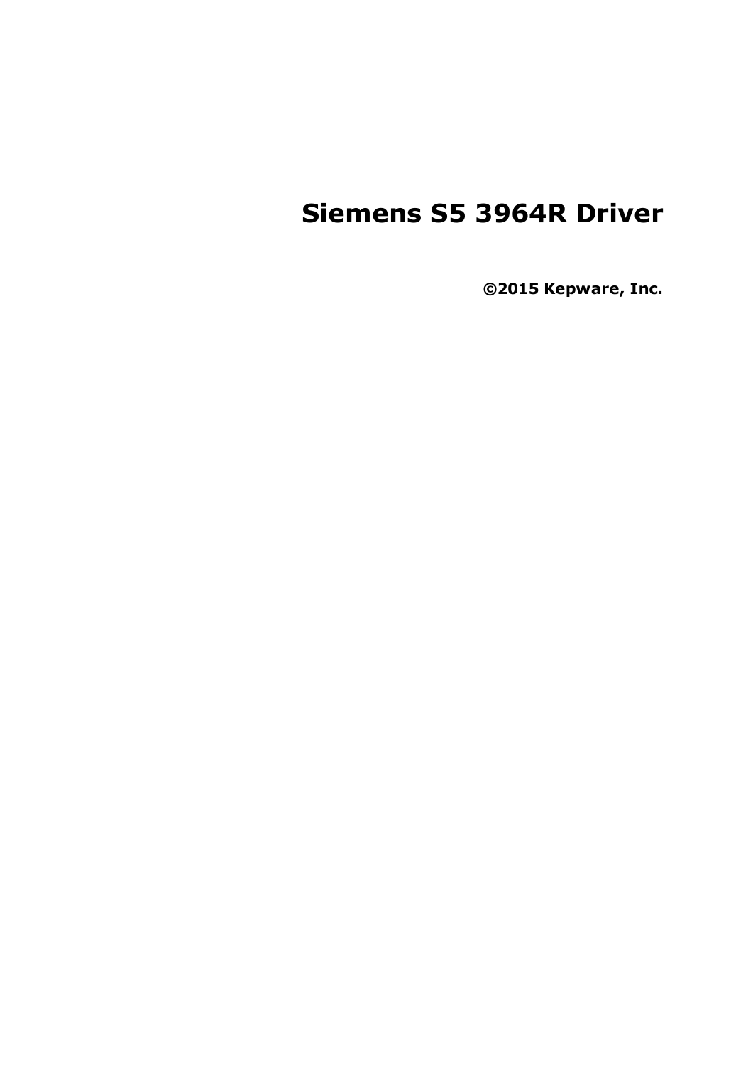# Siemens S5 3964R Driver

**©2015 Kepware, Inc.**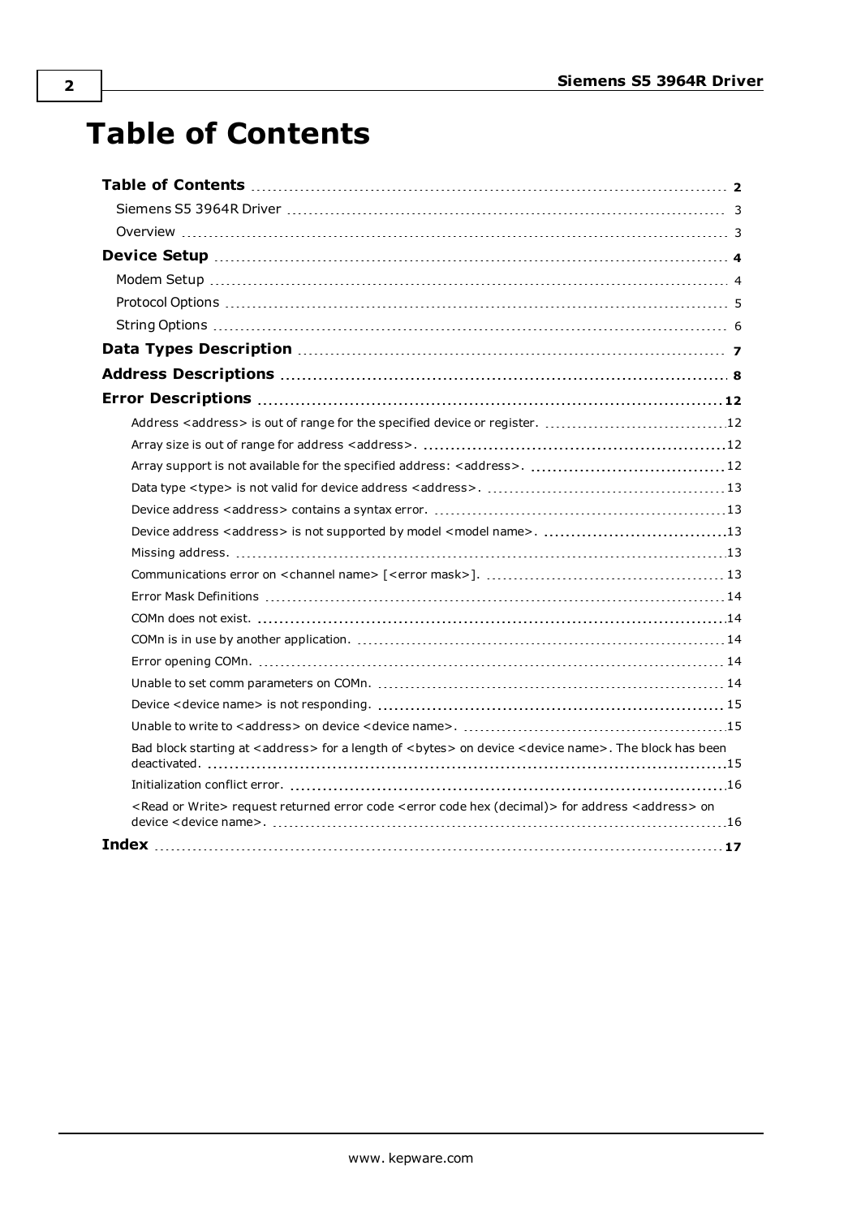# Table of Contents

Table of Contents ..... 2
- Siemens S5 3964R Driver ..... 3
- Overview ..... 3

Device Setup ..... 4
- Modem Setup ..... 4
- Protocol Options ..... 5
- String Options ..... 6

Data Types Description ..... 7

Address Descriptions ..... 8

Error Descriptions ..... 12
- Address <address> is out of range for the specified device or register. ..... 12
- Array size is out of range for address <address>. ..... 12
- Array support is not available for the specified address: <address>. ..... 12
- Data type <type> is not valid for device address <address>. ..... 13
- Device address <address> contains a syntax error. ..... 13
- Device address <address> is not supported by model <model name>. ..... 13
- Missing address. ..... 13
- Communications error on <channel name> [<error mask>]. ..... 13
- Error Mask Definitions ..... 14
- COMn does not exist. ..... 14
- COMn is in use by another application. ..... 14
- Error opening COMn. ..... 14
- Unable to set comm parameters on COMn. ..... 14
- Device <device name> is not responding. ..... 15
- Unable to write to <address> on device <device name>. ..... 15
- Bad block starting at <address> for a length of <bytes> on device <device name>. The block has been deactivated. ..... 15
- Initialization conflict error. ..... 16
- <Read or Write> request returned error code <error code hex (decimal)> for address <address> on device <device name>. ..... 16

Index ..... 17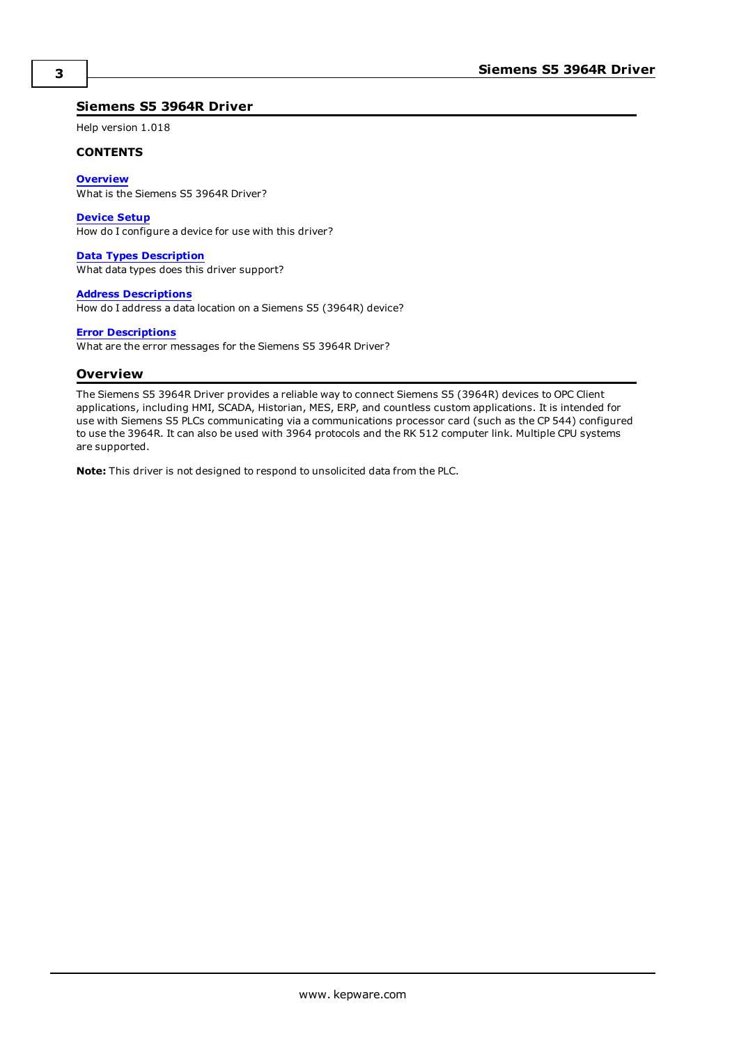# Siemens S5 3964R Driver

Help version 1.018

**CONTENTS**

**Overview**
What is the Siemens S5 3964R Driver?

**Device Setup**
How do I configure a device for use with this driver?

**Data Types Description**
What data types does this driver support?

**Address Descriptions**
How do I address a data location on a Siemens S5 (3964R) device?

**Error Descriptions**
What are the error messages for the Siemens S5 3964R Driver?

## Overview

The Siemens S5 3964R Driver provides a reliable way to connect Siemens S5 (3964R) devices to OPC Client applications, including HMI, SCADA, Historian, MES, ERP, and countless custom applications. It is intended for use with Siemens S5 PLCs communicating via a communications processor card (such as the CP 544) configured to use the 3964R. It can also be used with 3964 protocols and the RK 512 computer link. Multiple CPU systems are supported.

**Note:** This driver is not designed to respond to unsolicited data from the PLC.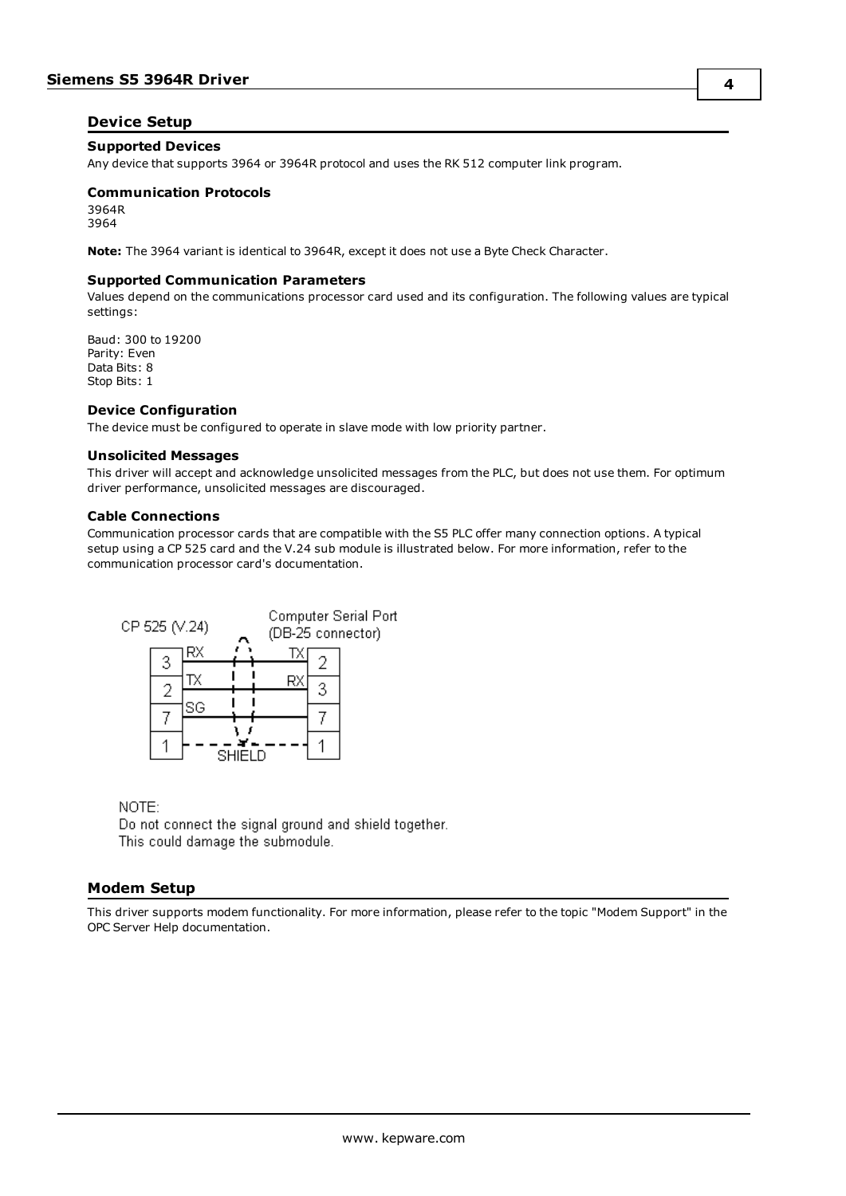## Device Setup

### Supported Devices

Any device that supports 3964 or 3964R protocol and uses the RK 512 computer link program.

### Communication Protocols

3964R
3964

**Note:** The 3964 variant is identical to 3964R, except it does not use a Byte Check Character.

### Supported Communication Parameters

Values depend on the communications processor card used and its configuration. The following values are typical settings:

Baud: 300 to 19200
Parity: Even
Data Bits: 8
Stop Bits: 1

### Device Configuration

The device must be configured to operate in slave mode with low priority partner.

### Unsolicited Messages

This driver will accept and acknowledge unsolicited messages from the PLC, but does not use them. For optimum driver performance, unsolicited messages are discouraged.

### Cable Connections

Communication processor cards that are compatible with the S5 PLC offer many connection options. A typical setup using a CP 525 card and the V.24 sub module is illustrated below. For more information, refer to the communication processor card's documentation.

| CP 525 (V.24) | | | Computer Serial Port (DB-25 connector) |
|---|---|---|---|
| 3 | RX | TX | 2 |
| 2 | TX | RX | 3 |
| 7 | SG | | 7 |
| 1 | SHIELD | | 1 |

NOTE:
Do not connect the signal ground and shield together.
This could damage the submodule.

## Modem Setup

This driver supports modem functionality. For more information, please refer to the topic "Modem Support" in the OPC Server Help documentation.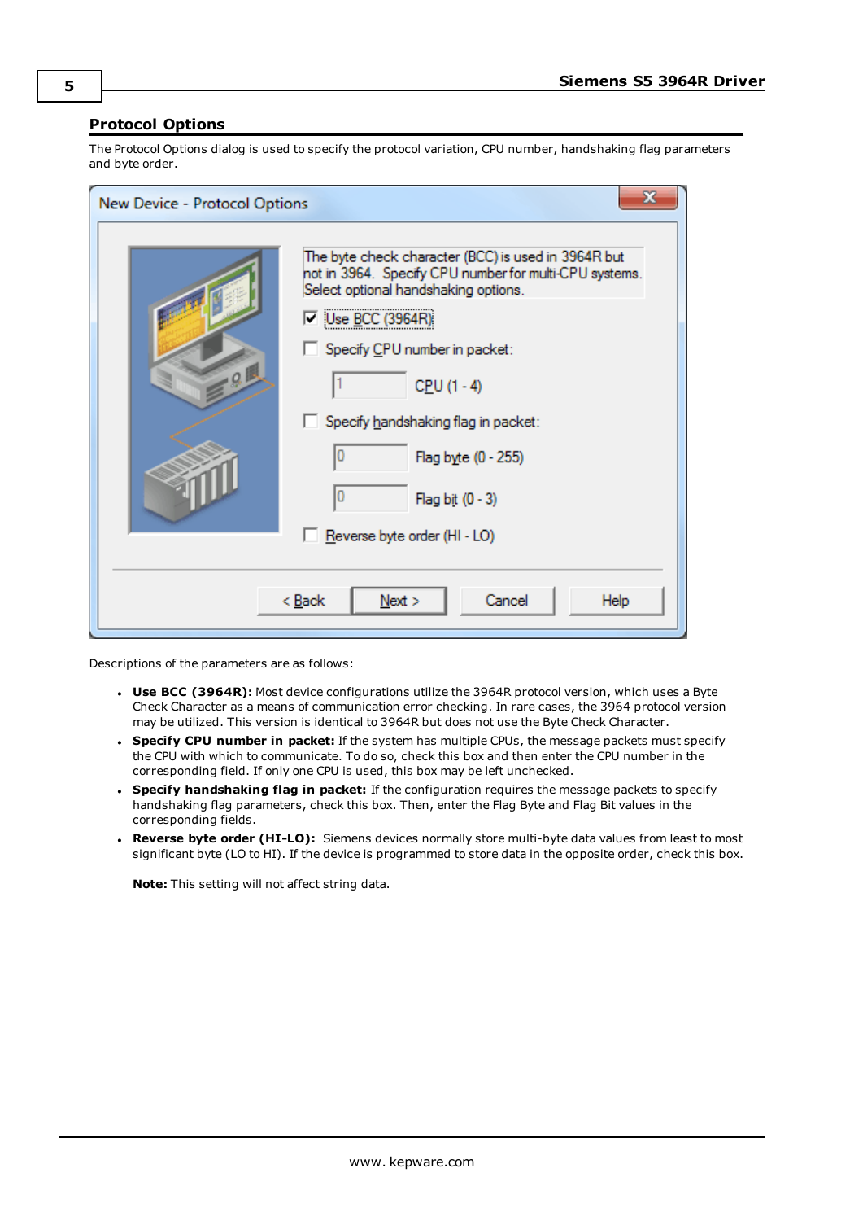## Protocol Options

The Protocol Options dialog is used to specify the protocol variation, CPU number, handshaking flag parameters and byte order.

Descriptions of the parameters are as follows:

- **Use BCC (3964R):** Most device configurations utilize the 3964R protocol version, which uses a Byte Check Character as a means of communication error checking. In rare cases, the 3964 protocol version may be utilized. This version is identical to 3964R but does not use the Byte Check Character.
- **Specify CPU number in packet:** If the system has multiple CPUs, the message packets must specify the CPU with which to communicate. To do so, check this box and then enter the CPU number in the corresponding field. If only one CPU is used, this box may be left unchecked.
- **Specify handshaking flag in packet:** If the configuration requires the message packets to specify handshaking flag parameters, check this box. Then, enter the Flag Byte and Flag Bit values in the corresponding fields.
- **Reverse byte order (HI-LO):** Siemens devices normally store multi-byte data values from least to most significant byte (LO to HI). If the device is programmed to store data in the opposite order, check this box.

  **Note:** This setting will not affect string data.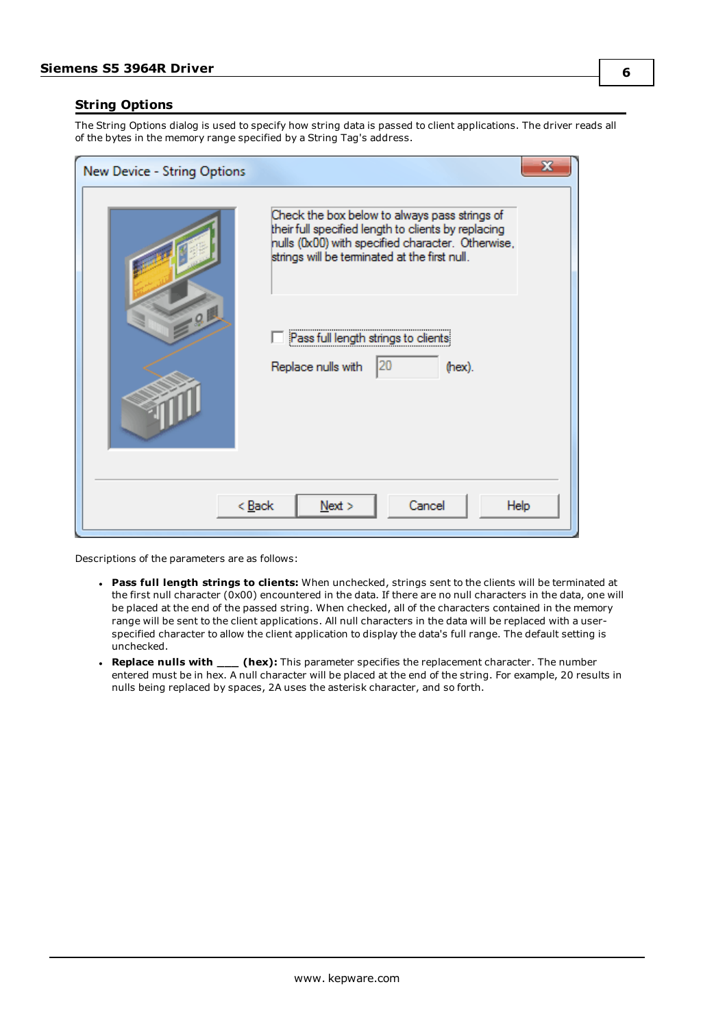## String Options

The String Options dialog is used to specify how string data is passed to client applications. The driver reads all of the bytes in the memory range specified by a String Tag's address.

Descriptions of the parameters are as follows:

- **Pass full length strings to clients:** When unchecked, strings sent to the clients will be terminated at the first null character (0x00) encountered in the data. If there are no null characters in the data, one will be placed at the end of the passed string. When checked, all of the characters contained in the memory range will be sent to the client applications. All null characters in the data will be replaced with a user-specified character to allow the client application to display the data's full range. The default setting is unchecked.
- **Replace nulls with ___ (hex):** This parameter specifies the replacement character. The number entered must be in hex. A null character will be placed at the end of the string. For example, 20 results in nulls being replaced by spaces, 2A uses the asterisk character, and so forth.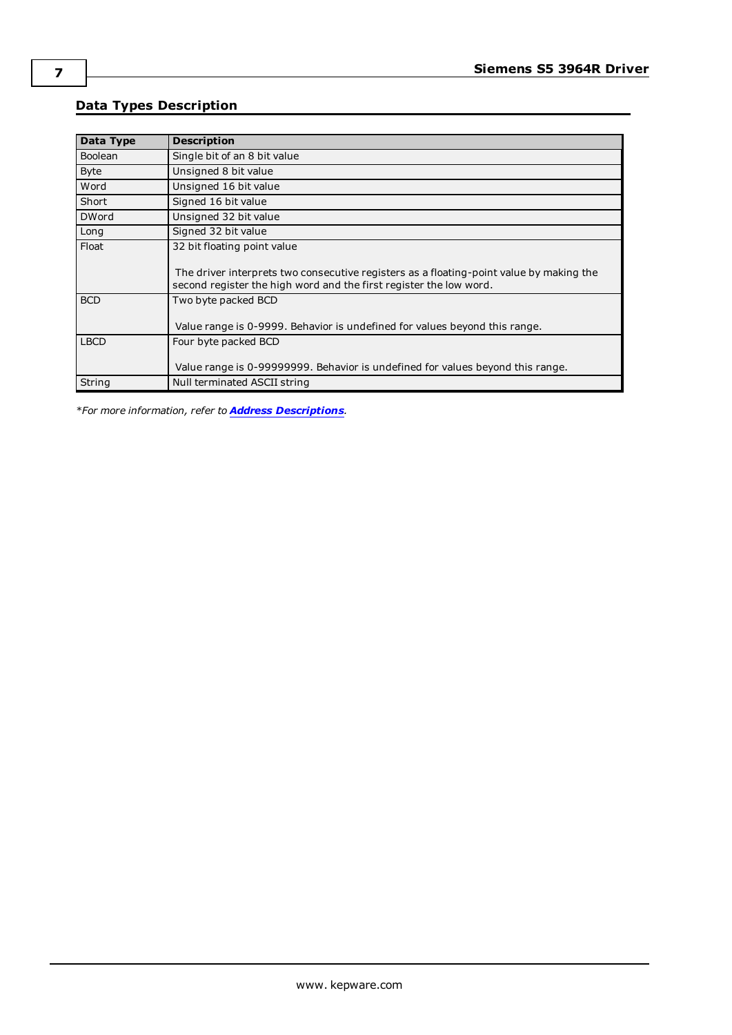## Data Types Description

| Data Type | Description |
| --- | --- |
| Boolean | Single bit of an 8 bit value |
| Byte | Unsigned 8 bit value |
| Word | Unsigned 16 bit value |
| Short | Signed 16 bit value |
| DWord | Unsigned 32 bit value |
| Long | Signed 32 bit value |
| Float | 32 bit floating point value<br><br>The driver interprets two consecutive registers as a floating-point value by making the second register the high word and the first register the low word. |
| BCD | Two byte packed BCD<br><br>Value range is 0-9999. Behavior is undefined for values beyond this range. |
| LBCD | Four byte packed BCD<br><br>Value range is 0-99999999. Behavior is undefined for values beyond this range. |
| String | Null terminated ASCII string |

*\*For more information, refer to* ***Address Descriptions****.*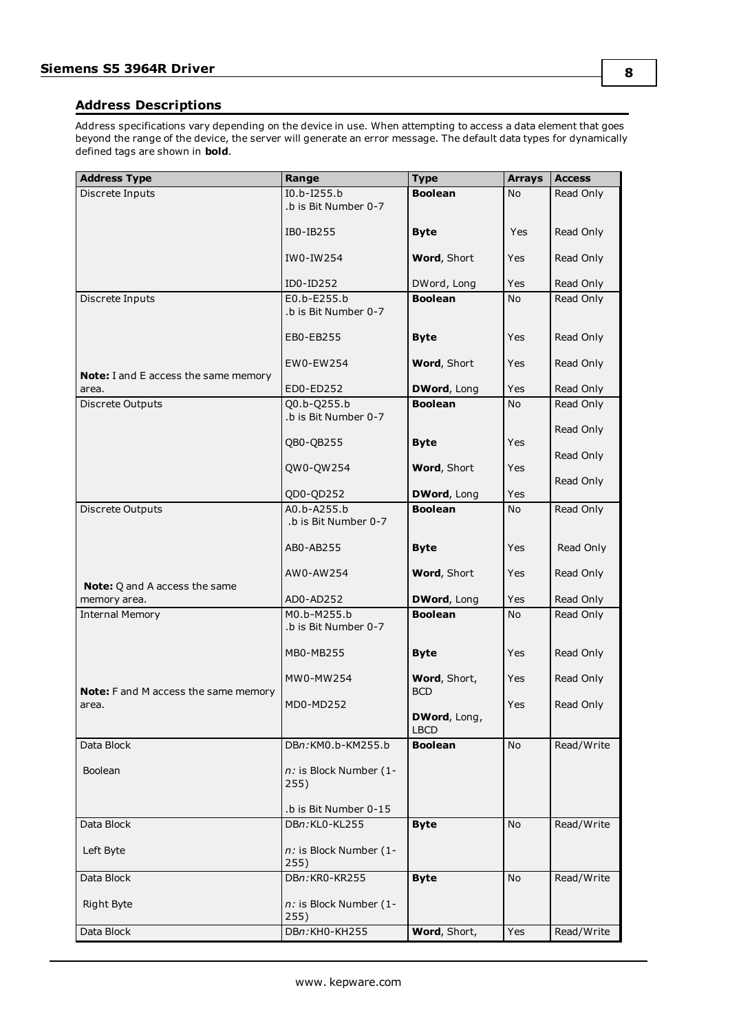## Address Descriptions

Address specifications vary depending on the device in use. When attempting to access a data element that goes beyond the range of the device, the server will generate an error message. The default data types for dynamically defined tags are shown in **bold**.

| Address Type | Range | Type | Arrays | Access |
|---|---|---|---|---|
| Discrete Inputs | I0.b-I255.b<br>.b is Bit Number 0-7 | **Boolean** | No | Read Only |
| | IB0-IB255 | **Byte** | Yes | Read Only |
| | IW0-IW254 | **Word**, Short | Yes | Read Only |
| | ID0-ID252 | DWord, Long | Yes | Read Only |
| Discrete Inputs | E0.b-E255.b<br>.b is Bit Number 0-7 | **Boolean** | No | Read Only |
| | EB0-EB255 | **Byte** | Yes | Read Only |
| | EW0-EW254 | **Word**, Short | Yes | Read Only |
| **Note:** I and E access the same memory area. | ED0-ED252 | **DWord**, Long | Yes | Read Only |
| Discrete Outputs | Q0.b-Q255.b<br>.b is Bit Number 0-7 | **Boolean** | No | Read Only |
| | QB0-QB255 | **Byte** | Yes | Read Only |
| | QW0-QW254 | **Word**, Short | Yes | Read Only |
| | QD0-QD252 | **DWord**, Long | Yes | Read Only |
| Discrete Outputs | A0.b-A255.b<br>.b is Bit Number 0-7 | **Boolean** | No | Read Only |
| | AB0-AB255 | **Byte** | Yes | Read Only |
| | AW0-AW254 | **Word**, Short | Yes | Read Only |
| **Note:** Q and A access the same memory area. | AD0-AD252 | **DWord**, Long | Yes | Read Only |
| Internal Memory | M0.b-M255.b<br>.b is Bit Number 0-7 | **Boolean** | No | Read Only |
| | MB0-MB255 | **Byte** | Yes | Read Only |
| | MW0-MW254 | **Word**, Short, BCD | Yes | Read Only |
| **Note:** F and M access the same memory area. | MD0-MD252 | **DWord**, Long, LBCD | Yes | Read Only |
| Data Block<br><br>Boolean | DB*n:*KM0.b-KM255.b<br><br>*n:* is Block Number (1-255)<br><br>.b is Bit Number 0-15 | **Boolean** | No | Read/Write |
| Data Block<br><br>Left Byte | DB*n:*KL0-KL255<br><br>*n:* is Block Number (1-255) | **Byte** | No | Read/Write |
| Data Block<br><br>Right Byte | DB*n:*KR0-KR255<br><br>*n:* is Block Number (1-255) | **Byte** | No | Read/Write |
| Data Block | DB*n:*KH0-KH255 | **Word**, Short, | Yes | Read/Write |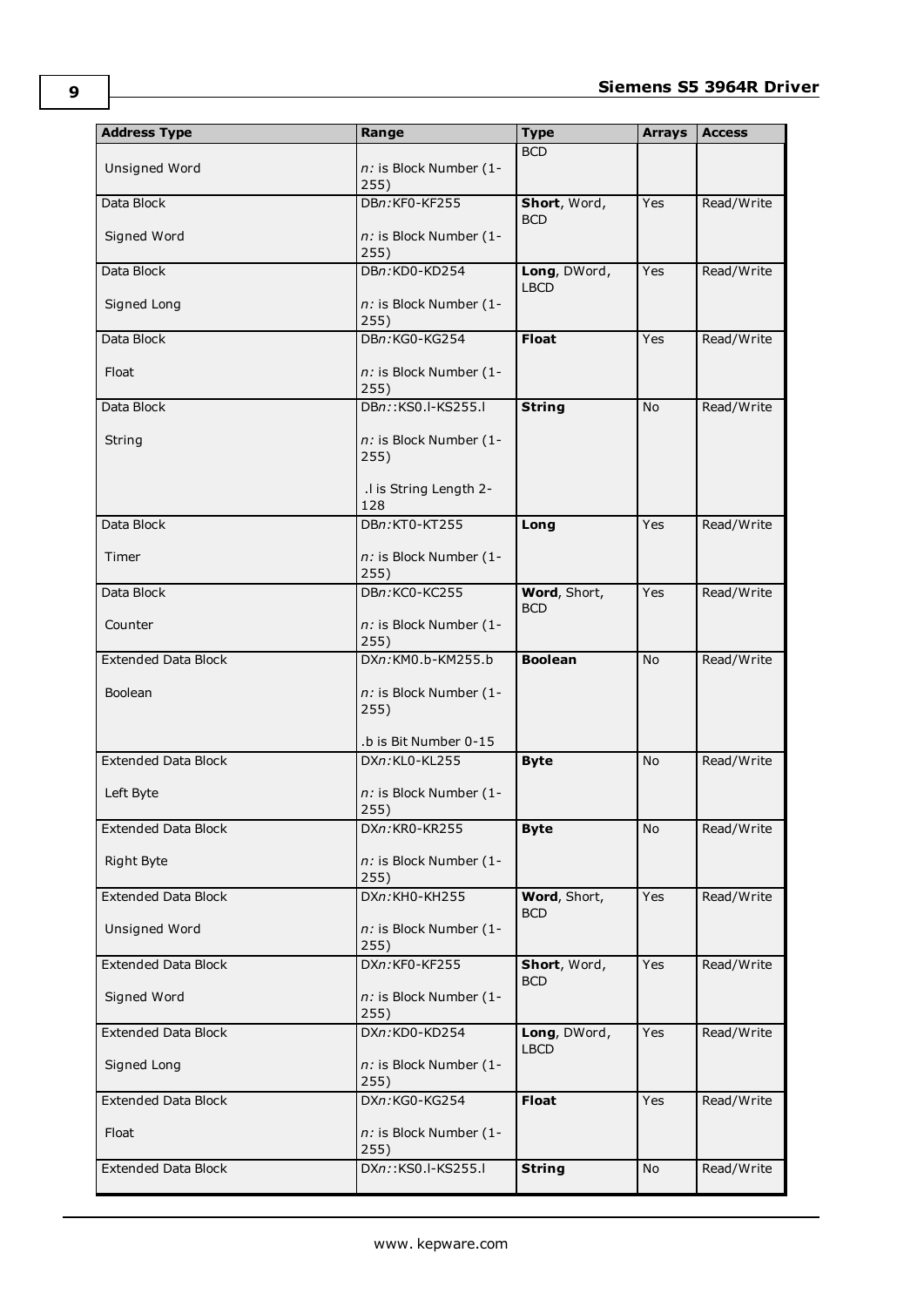| Address Type | Range | Type | Arrays | Access |
|---|---|---|---|---|
| Unsigned Word | *n:* is Block Number (1-255) | BCD | | |
| Data Block<br><br>Signed Word | DB*n:*KF0-KF255<br><br>*n:* is Block Number (1-255) | **Short**, Word, BCD | Yes | Read/Write |
| Data Block<br><br>Signed Long | DB*n:*KD0-KD254<br><br>*n:* is Block Number (1-255) | **Long**, DWord, LBCD | Yes | Read/Write |
| Data Block<br><br>Float | DB*n:*KG0-KG254<br><br>*n:* is Block Number (1-255) | **Float** | Yes | Read/Write |
| Data Block<br><br>String | DB*n:*:KS0.l-KS255.l<br><br>*n:* is Block Number (1-255)<br><br>.l is String Length 2-128 | **String** | No | Read/Write |
| Data Block<br><br>Timer | DB*n:*KT0-KT255<br><br>*n:* is Block Number (1-255) | **Long** | Yes | Read/Write |
| Data Block<br><br>Counter | DB*n:*KC0-KC255<br><br>*n:* is Block Number (1-255) | **Word**, Short, BCD | Yes | Read/Write |
| Extended Data Block<br><br>Boolean | DX*n:*KM0.b-KM255.b<br><br>*n:* is Block Number (1-255)<br><br>.b is Bit Number 0-15 | **Boolean** | No | Read/Write |
| Extended Data Block<br><br>Left Byte | DX*n:*KL0-KL255<br><br>*n:* is Block Number (1-255) | **Byte** | No | Read/Write |
| Extended Data Block<br><br>Right Byte | DX*n:*KR0-KR255<br><br>*n:* is Block Number (1-255) | **Byte** | No | Read/Write |
| Extended Data Block<br><br>Unsigned Word | DX*n:*KH0-KH255<br><br>*n:* is Block Number (1-255) | **Word**, Short, BCD | Yes | Read/Write |
| Extended Data Block<br><br>Signed Word | DX*n:*KF0-KF255<br><br>*n:* is Block Number (1-255) | **Short**, Word, BCD | Yes | Read/Write |
| Extended Data Block<br><br>Signed Long | DX*n:*KD0-KD254<br><br>*n:* is Block Number (1-255) | **Long**, DWord, LBCD | Yes | Read/Write |
| Extended Data Block<br><br>Float | DX*n:*KG0-KG254<br><br>*n:* is Block Number (1-255) | **Float** | Yes | Read/Write |
| Extended Data Block | DX*n:*:KS0.l-KS255.l | **String** | No | Read/Write |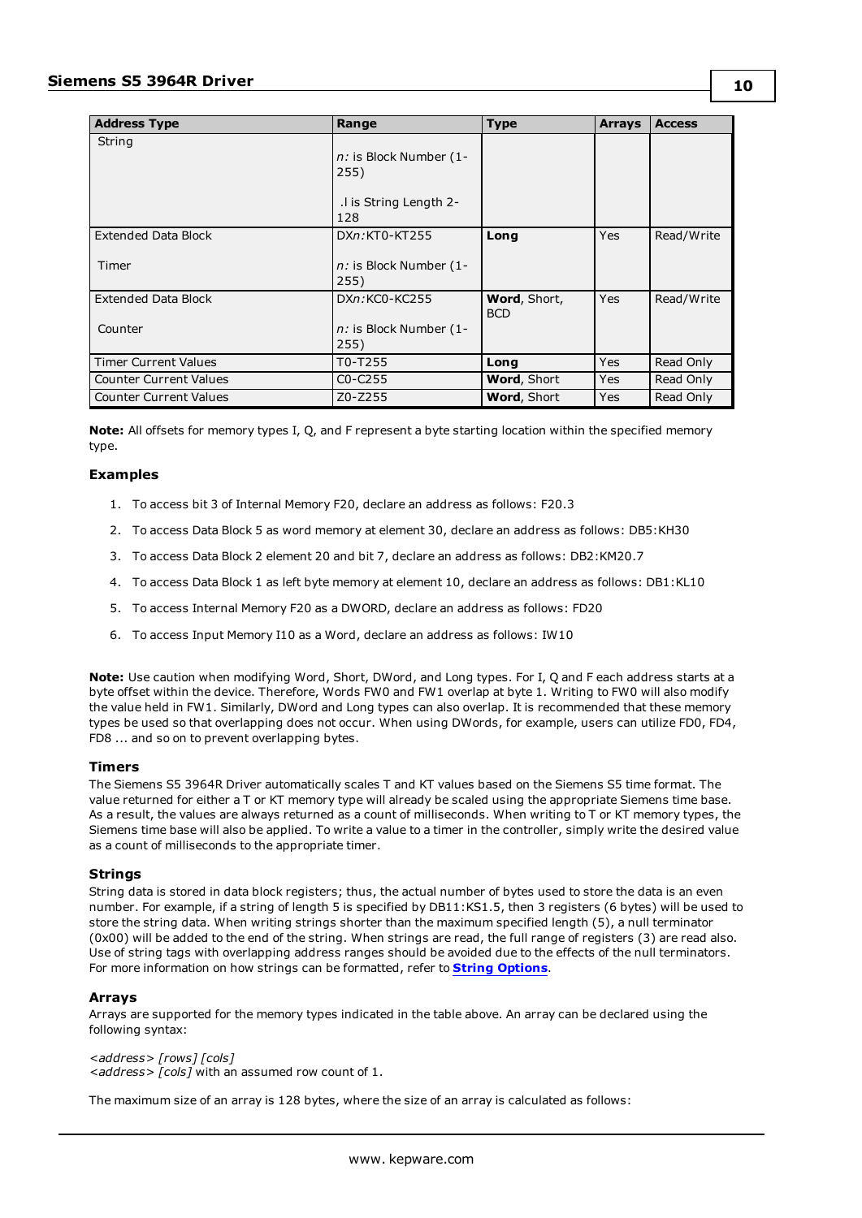| Address Type | Range | Type | Arrays | Access |
| --- | --- | --- | --- | --- |
| String | *n:* is Block Number (1-255)<br><br>.l is String Length 2-128 | | | |
| Extended Data Block<br><br>Timer | DX*n*:KT0-KT255<br><br>*n:* is Block Number (1-255) | **Long** | Yes | Read/Write |
| Extended Data Block<br><br>Counter | DX*n*:KC0-KC255<br><br>*n:* is Block Number (1-255) | **Word**, Short, BCD | Yes | Read/Write |
| Timer Current Values | T0-T255 | **Long** | Yes | Read Only |
| Counter Current Values | C0-C255 | **Word**, Short | Yes | Read Only |
| Counter Current Values | Z0-Z255 | **Word**, Short | Yes | Read Only |

**Note:** All offsets for memory types I, Q, and F represent a byte starting location within the specified memory type.

### Examples

1. To access bit 3 of Internal Memory F20, declare an address as follows: F20.3
2. To access Data Block 5 as word memory at element 30, declare an address as follows: DB5:KH30
3. To access Data Block 2 element 20 and bit 7, declare an address as follows: DB2:KM20.7
4. To access Data Block 1 as left byte memory at element 10, declare an address as follows: DB1:KL10
5. To access Internal Memory F20 as a DWORD, declare an address as follows: FD20
6. To access Input Memory I10 as a Word, declare an address as follows: IW10

**Note:** Use caution when modifying Word, Short, DWord, and Long types. For I, Q and F each address starts at a byte offset within the device. Therefore, Words FW0 and FW1 overlap at byte 1. Writing to FW0 will also modify the value held in FW1. Similarly, DWord and Long types can also overlap. It is recommended that these memory types be used so that overlapping does not occur. When using DWords, for example, users can utilize FD0, FD4, FD8 ... and so on to prevent overlapping bytes.

### Timers

The Siemens S5 3964R Driver automatically scales T and KT values based on the Siemens S5 time format. The value returned for either a T or KT memory type will already be scaled using the appropriate Siemens time base. As a result, the values are always returned as a count of milliseconds. When writing to T or KT memory types, the Siemens time base will also be applied. To write a value to a timer in the controller, simply write the desired value as a count of milliseconds to the appropriate timer.

### Strings

String data is stored in data block registers; thus, the actual number of bytes used to store the data is an even number. For example, if a string of length 5 is specified by DB11:KS1.5, then 3 registers (6 bytes) will be used to store the string data. When writing strings shorter than the maximum specified length (5), a null terminator (0x00) will be added to the end of the string. When strings are read, the full range of registers (3) are read also. Use of string tags with overlapping address ranges should be avoided due to the effects of the null terminators. For more information on how strings can be formatted, refer to **String Options**.

### Arrays

Arrays are supported for the memory types indicated in the table above. An array can be declared using the following syntax:

*<address> [rows] [cols]*
*<address> [cols]* with an assumed row count of 1.

The maximum size of an array is 128 bytes, where the size of an array is calculated as follows: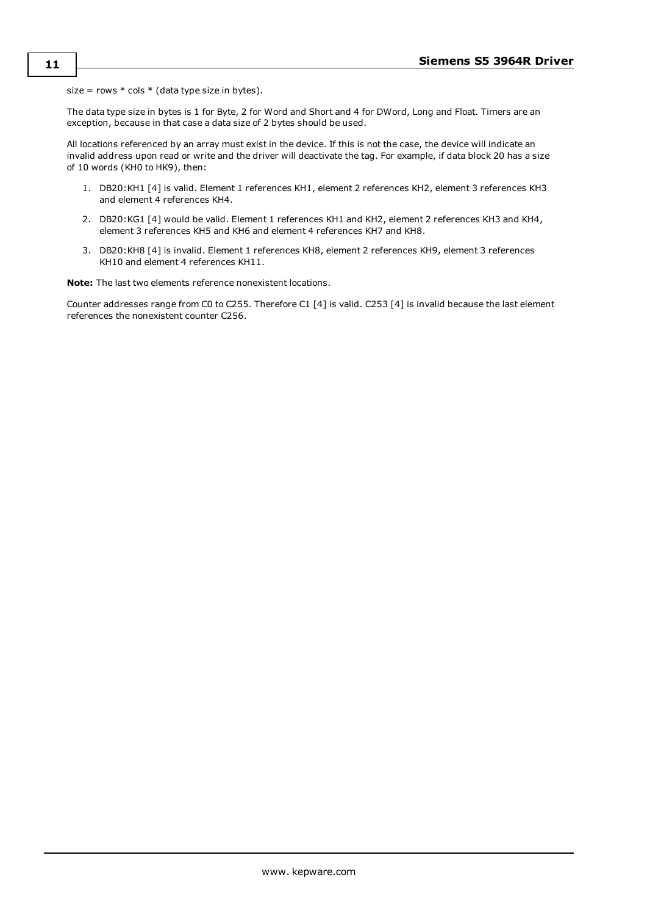size = rows * cols * (data type size in bytes).

The data type size in bytes is 1 for Byte, 2 for Word and Short and 4 for DWord, Long and Float. Timers are an exception, because in that case a data size of 2 bytes should be used.

All locations referenced by an array must exist in the device. If this is not the case, the device will indicate an invalid address upon read or write and the driver will deactivate the tag. For example, if data block 20 has a size of 10 words (KH0 to HK9), then:

1. DB20:KH1 [4] is valid. Element 1 references KH1, element 2 references KH2, element 3 references KH3 and element 4 references KH4.
2. DB20:KG1 [4] would be valid. Element 1 references KH1 and KH2, element 2 references KH3 and KH4, element 3 references KH5 and KH6 and element 4 references KH7 and KH8.
3. DB20:KH8 [4] is invalid. Element 1 references KH8, element 2 references KH9, element 3 references KH10 and element 4 references KH11.

**Note:** The last two elements reference nonexistent locations.

Counter addresses range from C0 to C255. Therefore C1 [4] is valid. C253 [4] is invalid because the last element references the nonexistent counter C256.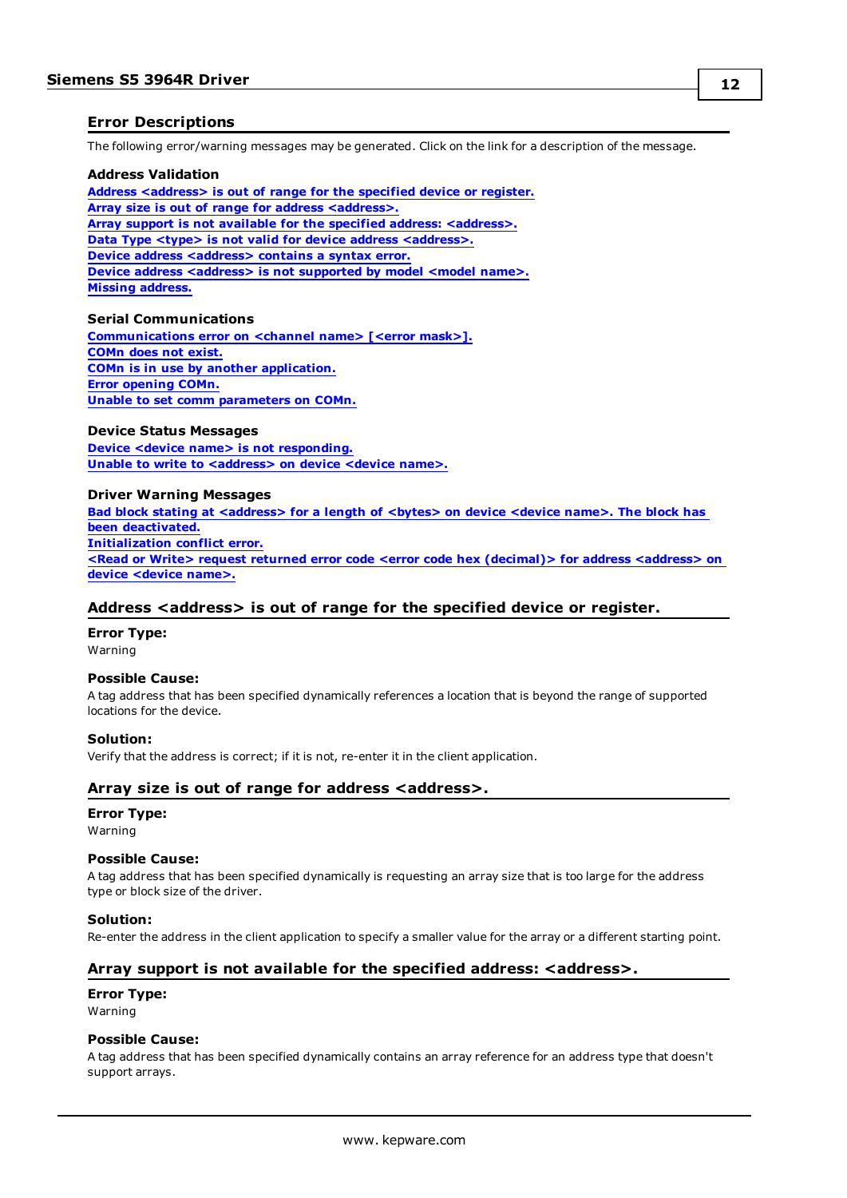## Error Descriptions

The following error/warning messages may be generated. Click on the link for a description of the message.

### Address Validation

**Address <address> is out of range for the specified device or register.**
**Array size is out of range for address <address>.**
**Array support is not available for the specified address: <address>.**
**Data Type <type> is not valid for device address <address>.**
**Device address <address> contains a syntax error.**
**Device address <address> is not supported by model <model name>.**
**Missing address.**

### Serial Communications

**Communications error on <channel name> [<error mask>].**
**COMn does not exist.**
**COMn is in use by another application.**
**Error opening COMn.**
**Unable to set comm parameters on COMn.**

### Device Status Messages

**Device <device name> is not responding.**
**Unable to write to <address> on device <device name>.**

### Driver Warning Messages

**Bad block stating at <address> for a length of <bytes> on device <device name>. The block has been deactivated.**
**Initialization conflict error.**
**<Read or Write> request returned error code <error code hex (decimal)> for address <address> on device <device name>.**

## Address <address> is out of range for the specified device or register.

**Error Type:**
Warning

**Possible Cause:**
A tag address that has been specified dynamically references a location that is beyond the range of supported locations for the device.

**Solution:**
Verify that the address is correct; if it is not, re-enter it in the client application.

## Array size is out of range for address <address>.

**Error Type:**
Warning

**Possible Cause:**
A tag address that has been specified dynamically is requesting an array size that is too large for the address type or block size of the driver.

**Solution:**
Re-enter the address in the client application to specify a smaller value for the array or a different starting point.

## Array support is not available for the specified address: <address>.

**Error Type:**
Warning

**Possible Cause:**
A tag address that has been specified dynamically contains an array reference for an address type that doesn't support arrays.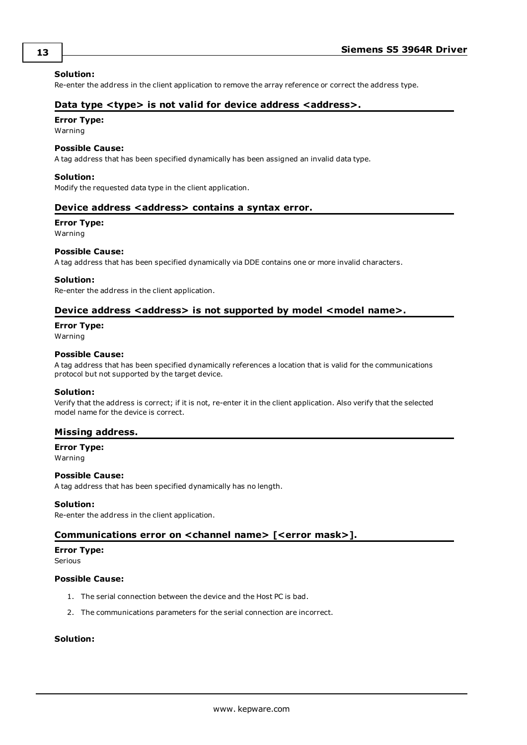**Solution:**
Re-enter the address in the client application to remove the array reference or correct the address type.

### Data type <type> is not valid for device address <address>.

**Error Type:**
Warning

**Possible Cause:**
A tag address that has been specified dynamically has been assigned an invalid data type.

**Solution:**
Modify the requested data type in the client application.

### Device address <address> contains a syntax error.

**Error Type:**
Warning

**Possible Cause:**
A tag address that has been specified dynamically via DDE contains one or more invalid characters.

**Solution:**
Re-enter the address in the client application.

### Device address <address> is not supported by model <model name>.

**Error Type:**
Warning

**Possible Cause:**
A tag address that has been specified dynamically references a location that is valid for the communications protocol but not supported by the target device.

**Solution:**
Verify that the address is correct; if it is not, re-enter it in the client application. Also verify that the selected model name for the device is correct.

### Missing address.

**Error Type:**
Warning

**Possible Cause:**
A tag address that has been specified dynamically has no length.

**Solution:**
Re-enter the address in the client application.

### Communications error on <channel name> [<error mask>].

**Error Type:**
Serious

**Possible Cause:**

1. The serial connection between the device and the Host PC is bad.
2. The communications parameters for the serial connection are incorrect.

**Solution:**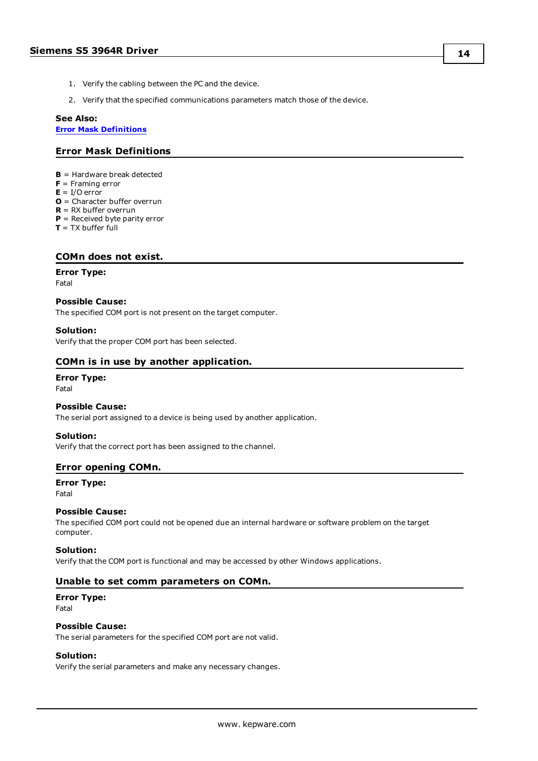1. Verify the cabling between the PC and the device.
2. Verify that the specified communications parameters match those of the device.

**See Also:**
**Error Mask Definitions**

## Error Mask Definitions

**B** = Hardware break detected
**F** = Framing error
**E** = I/O error
**O** = Character buffer overrun
**R** = RX buffer overrun
**P** = Received byte parity error
**T** = TX buffer full

## COMn does not exist.

**Error Type:**
Fatal

**Possible Cause:**
The specified COM port is not present on the target computer.

**Solution:**
Verify that the proper COM port has been selected.

## COMn is in use by another application.

**Error Type:**
Fatal

**Possible Cause:**
The serial port assigned to a device is being used by another application.

**Solution:**
Verify that the correct port has been assigned to the channel.

## Error opening COMn.

**Error Type:**
Fatal

**Possible Cause:**
The specified COM port could not be opened due an internal hardware or software problem on the target computer.

**Solution:**
Verify that the COM port is functional and may be accessed by other Windows applications.

## Unable to set comm parameters on COMn.

**Error Type:**
Fatal

**Possible Cause:**
The serial parameters for the specified COM port are not valid.

**Solution:**
Verify the serial parameters and make any necessary changes.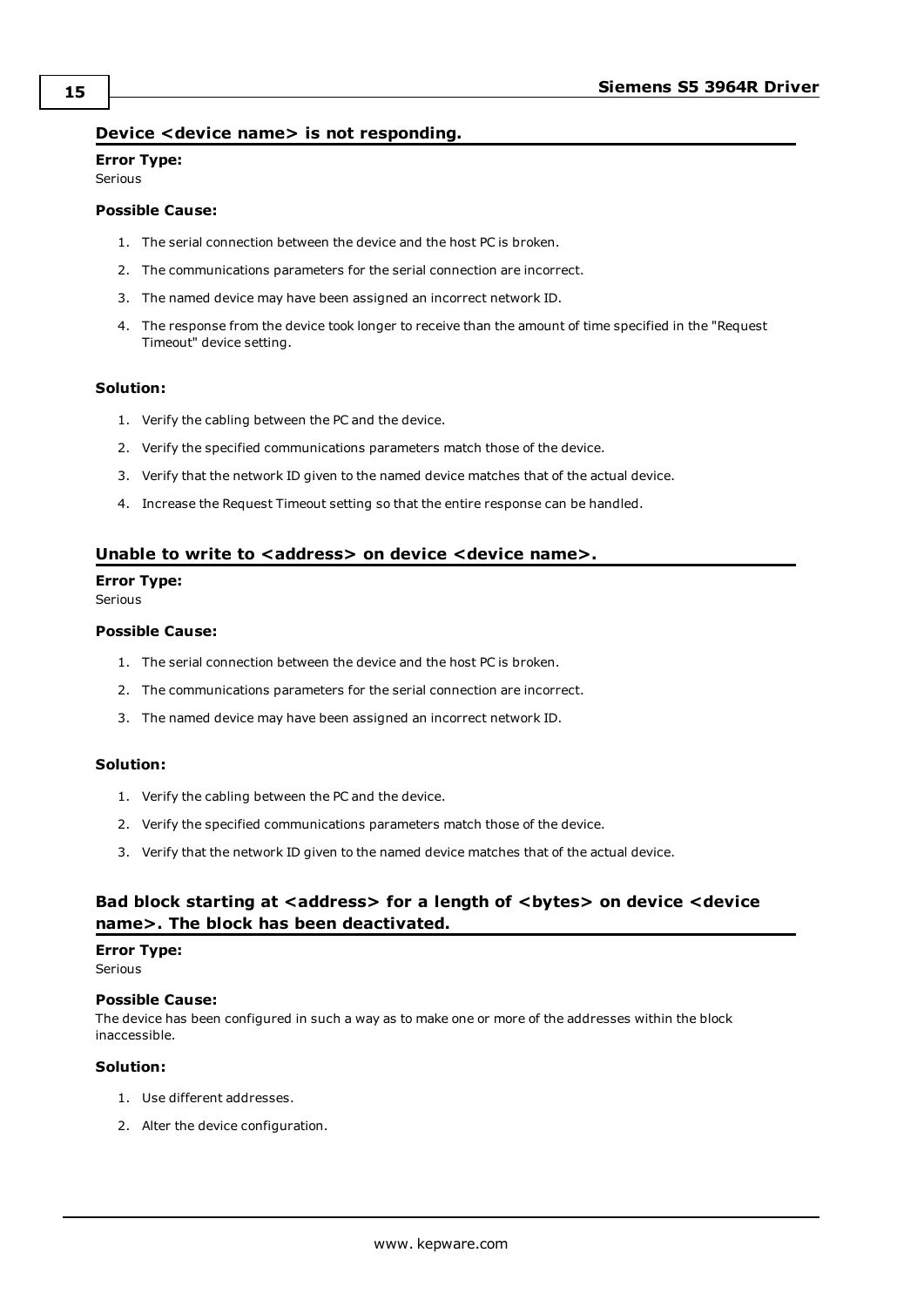## Device <device name> is not responding.

**Error Type:**
Serious

**Possible Cause:**

1. The serial connection between the device and the host PC is broken.
2. The communications parameters for the serial connection are incorrect.
3. The named device may have been assigned an incorrect network ID.
4. The response from the device took longer to receive than the amount of time specified in the "Request Timeout" device setting.

**Solution:**

1. Verify the cabling between the PC and the device.
2. Verify the specified communications parameters match those of the device.
3. Verify that the network ID given to the named device matches that of the actual device.
4. Increase the Request Timeout setting so that the entire response can be handled.

## Unable to write to <address> on device <device name>.

**Error Type:**
Serious

**Possible Cause:**

1. The serial connection between the device and the host PC is broken.
2. The communications parameters for the serial connection are incorrect.
3. The named device may have been assigned an incorrect network ID.

**Solution:**

1. Verify the cabling between the PC and the device.
2. Verify the specified communications parameters match those of the device.
3. Verify that the network ID given to the named device matches that of the actual device.

## Bad block starting at <address> for a length of <bytes> on device <device name>. The block has been deactivated.

**Error Type:**
Serious

**Possible Cause:**
The device has been configured in such a way as to make one or more of the addresses within the block inaccessible.

**Solution:**

1. Use different addresses.
2. Alter the device configuration.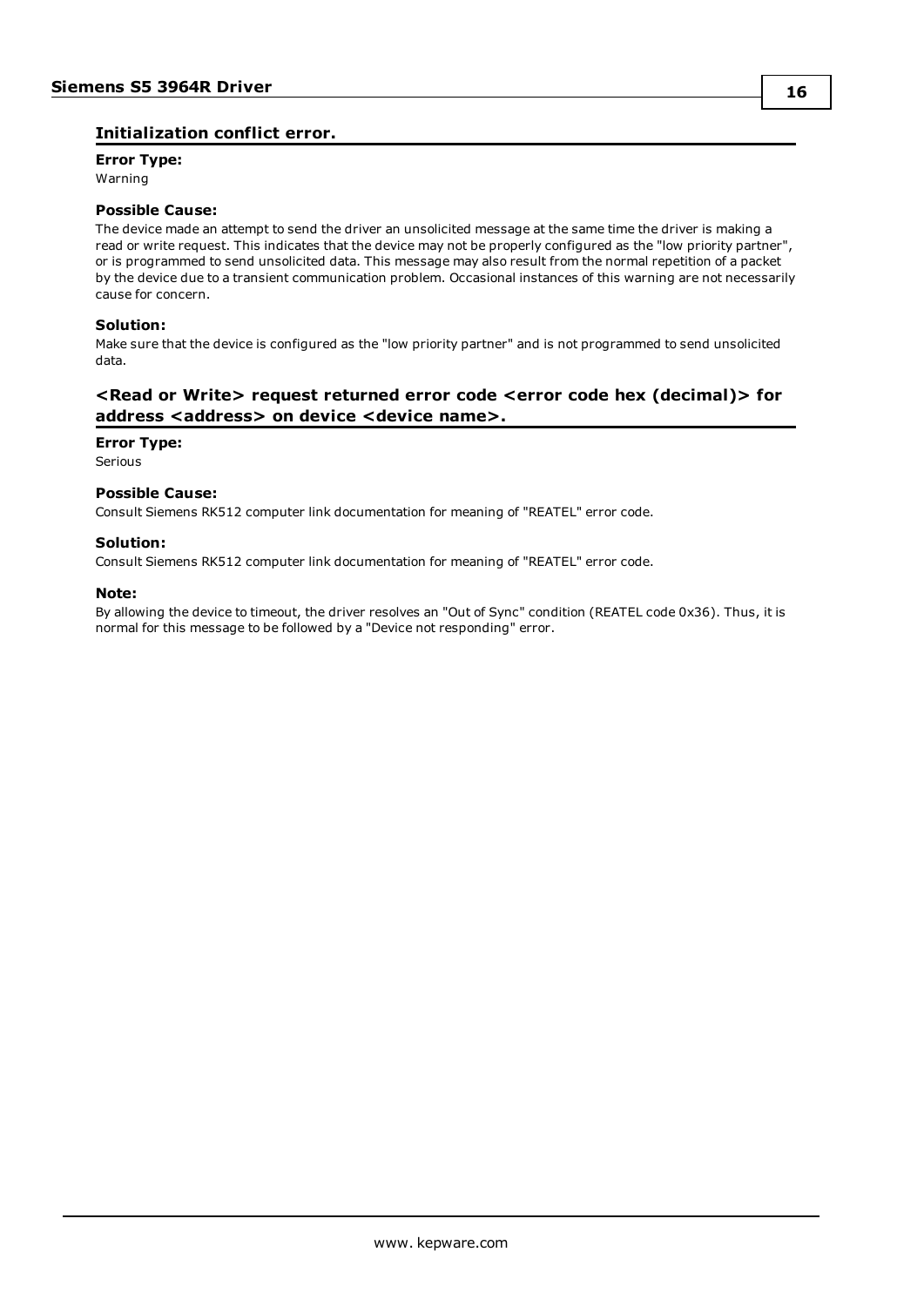## Initialization conflict error.

**Error Type:**

Warning

**Possible Cause:**

The device made an attempt to send the driver an unsolicited message at the same time the driver is making a read or write request. This indicates that the device may not be properly configured as the "low priority partner", or is programmed to send unsolicited data. This message may also result from the normal repetition of a packet by the device due to a transient communication problem. Occasional instances of this warning are not necessarily cause for concern.

**Solution:**

Make sure that the device is configured as the "low priority partner" and is not programmed to send unsolicited data.

## <Read or Write> request returned error code <error code hex (decimal)> for address <address> on device <device name>.

**Error Type:**

Serious

**Possible Cause:**

Consult Siemens RK512 computer link documentation for meaning of "REATEL" error code.

**Solution:**

Consult Siemens RK512 computer link documentation for meaning of "REATEL" error code.

**Note:**

By allowing the device to timeout, the driver resolves an "Out of Sync" condition (REATEL code 0x36). Thus, it is normal for this message to be followed by a "Device not responding" error.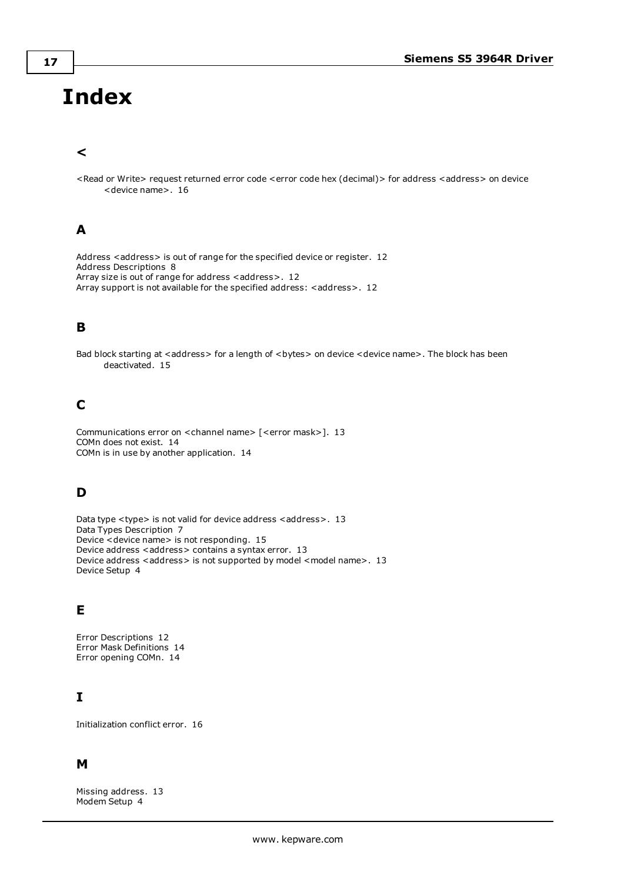# Index

## <

<Read or Write> request returned error code <error code hex (decimal)> for address <address> on device <device name>. 16

## A

Address <address> is out of range for the specified device or register. 12
Address Descriptions 8
Array size is out of range for address <address>. 12
Array support is not available for the specified address: <address>. 12

## B

Bad block starting at <address> for a length of <bytes> on device <device name>. The block has been deactivated. 15

## C

Communications error on <channel name> [<error mask>]. 13
COMn does not exist. 14
COMn is in use by another application. 14

## D

Data type <type> is not valid for device address <address>. 13
Data Types Description 7
Device <device name> is not responding. 15
Device address <address> contains a syntax error. 13
Device address <address> is not supported by model <model name>. 13
Device Setup 4

## E

Error Descriptions 12
Error Mask Definitions 14
Error opening COMn. 14

## I

Initialization conflict error. 16

## M

Missing address. 13
Modem Setup 4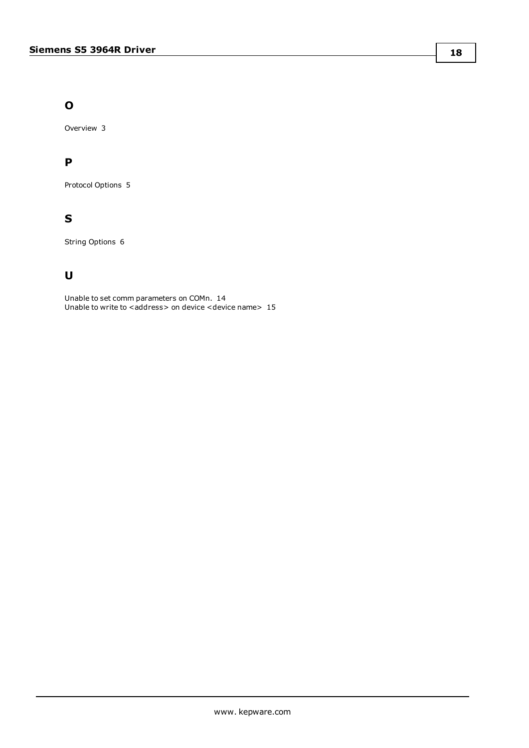## O

Overview 3

## P

Protocol Options 5

## S

String Options 6

## U

Unable to set comm parameters on COMn. 14
Unable to write to <address> on device <device name> 15